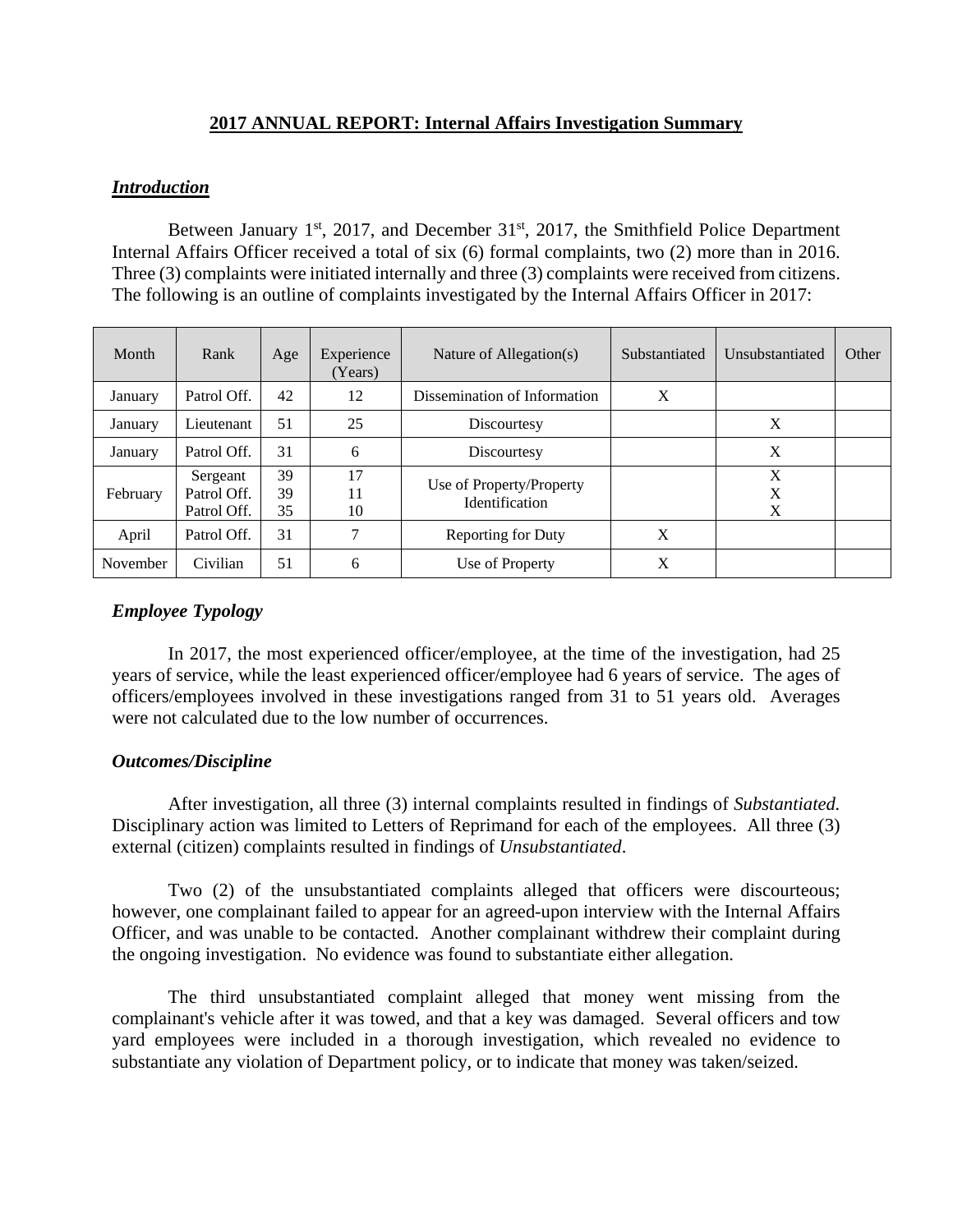# 2017 ANNUAL REPORT: Internal Affairs Investigation Summary

## *Introduction*

Between January 1st, 2017, and December 31st, 2017, the Smithfield Police Department Internal Affairs Officer received a total of six (6) formal complaints, two (2) more than in 2016. Three (3) complaints were initiated internally and three (3) complaints were received from citizens. The following is an outline of complaints investigated by the Internal Affairs Officer in 2017:

| Month | Rank | Age | Experience (Years) | Nature of Allegation(s) | Substantiated | Unsubstantiated | Other |
|---|---|---|---|---|---|---|---|
| January | Patrol Off. | 42 | 12 | Dissemination of Information | X | | |
| January | Lieutenant | 51 | 25 | Discourtesy | | X | |
| January | Patrol Off. | 31 | 6 | Discourtesy | | X | |
| February | Sergeant<br>Patrol Off.<br>Patrol Off. | 39<br>39<br>35 | 17<br>11<br>10 | Use of Property/Property Identification | | X<br>X<br>X | |
| April | Patrol Off. | 31 | 7 | Reporting for Duty | X | | |
| November | Civilian | 51 | 6 | Use of Property | X | | |

### *Employee Typology*

In 2017, the most experienced officer/employee, at the time of the investigation, had 25 years of service, while the least experienced officer/employee had 6 years of service. The ages of officers/employees involved in these investigations ranged from 31 to 51 years old. Averages were not calculated due to the low number of occurrences.

### *Outcomes/Discipline*

After investigation, all three (3) internal complaints resulted in findings of *Substantiated.* Disciplinary action was limited to Letters of Reprimand for each of the employees. All three (3) external (citizen) complaints resulted in findings of *Unsubstantiated*.

Two (2) of the unsubstantiated complaints alleged that officers were discourteous; however, one complainant failed to appear for an agreed-upon interview with the Internal Affairs Officer, and was unable to be contacted. Another complainant withdrew their complaint during the ongoing investigation. No evidence was found to substantiate either allegation.

The third unsubstantiated complaint alleged that money went missing from the complainant's vehicle after it was towed, and that a key was damaged. Several officers and tow yard employees were included in a thorough investigation, which revealed no evidence to substantiate any violation of Department policy, or to indicate that money was taken/seized.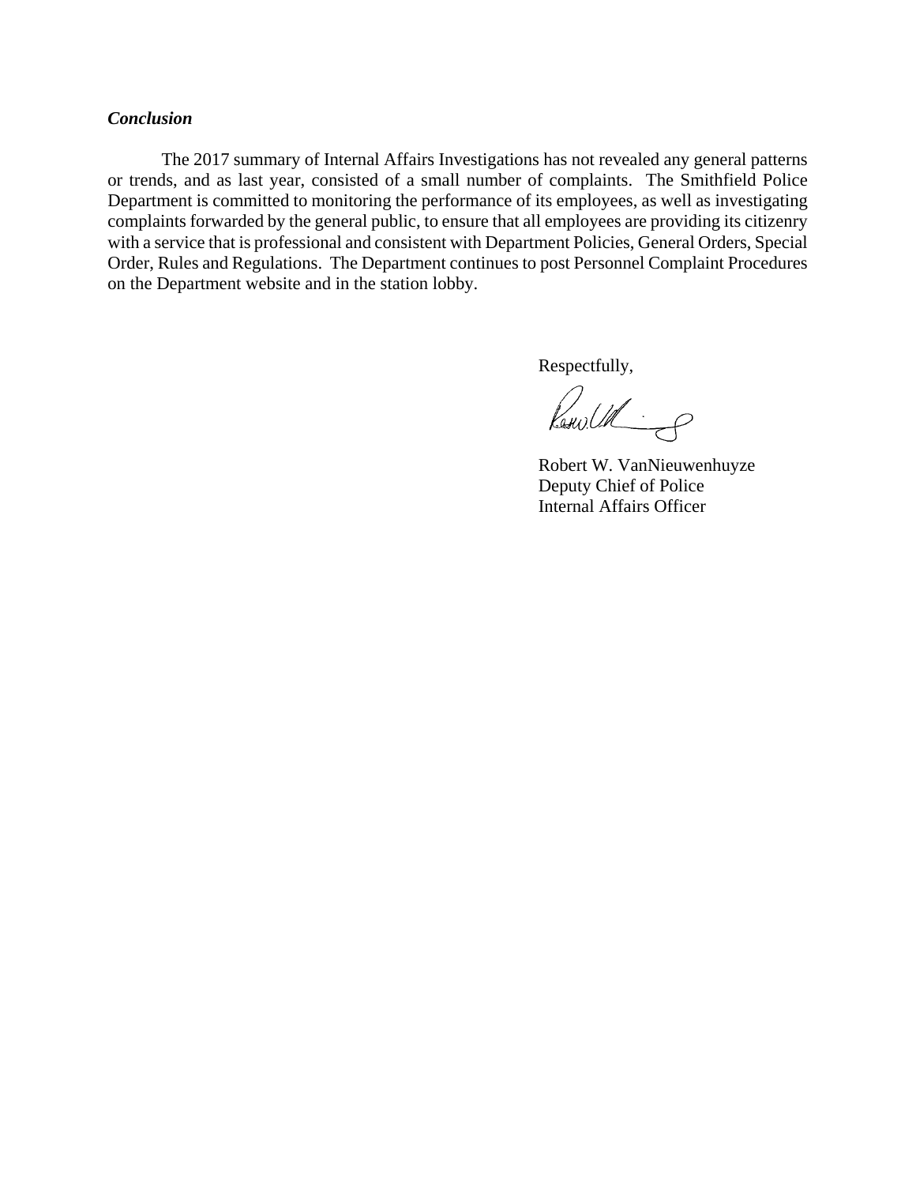***Conclusion***

The 2017 summary of Internal Affairs Investigations has not revealed any general patterns or trends, and as last year, consisted of a small number of complaints. The Smithfield Police Department is committed to monitoring the performance of its employees, as well as investigating complaints forwarded by the general public, to ensure that all employees are providing its citizenry with a service that is professional and consistent with Department Policies, General Orders, Special Order, Rules and Regulations. The Department continues to post Personnel Complaint Procedures on the Department website and in the station lobby.

Respectfully,

Robert W. VanNieuwenhuyze
Deputy Chief of Police
Internal Affairs Officer